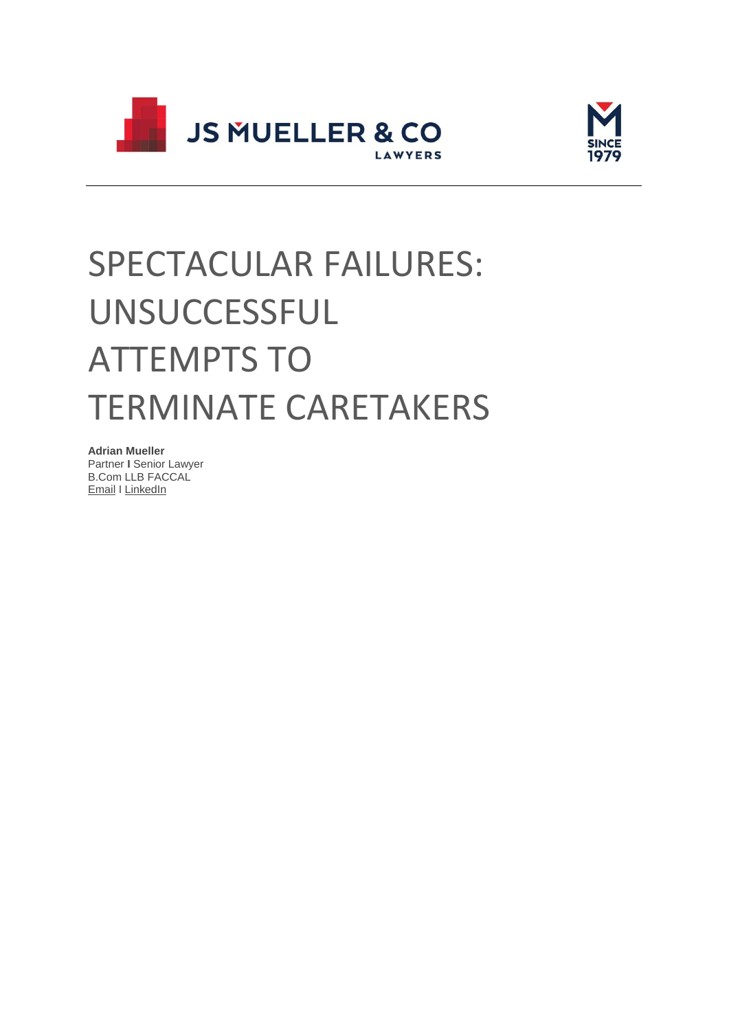JS MUELLER & CO LAWYERS

SINCE 1979

# SPECTACULAR FAILURES: UNSUCCESSFUL ATTEMPTS TO TERMINATE CARETAKERS

**Adrian Mueller**
Partner **I** Senior Lawyer
B.Com LLB FACCAL
Email I LinkedIn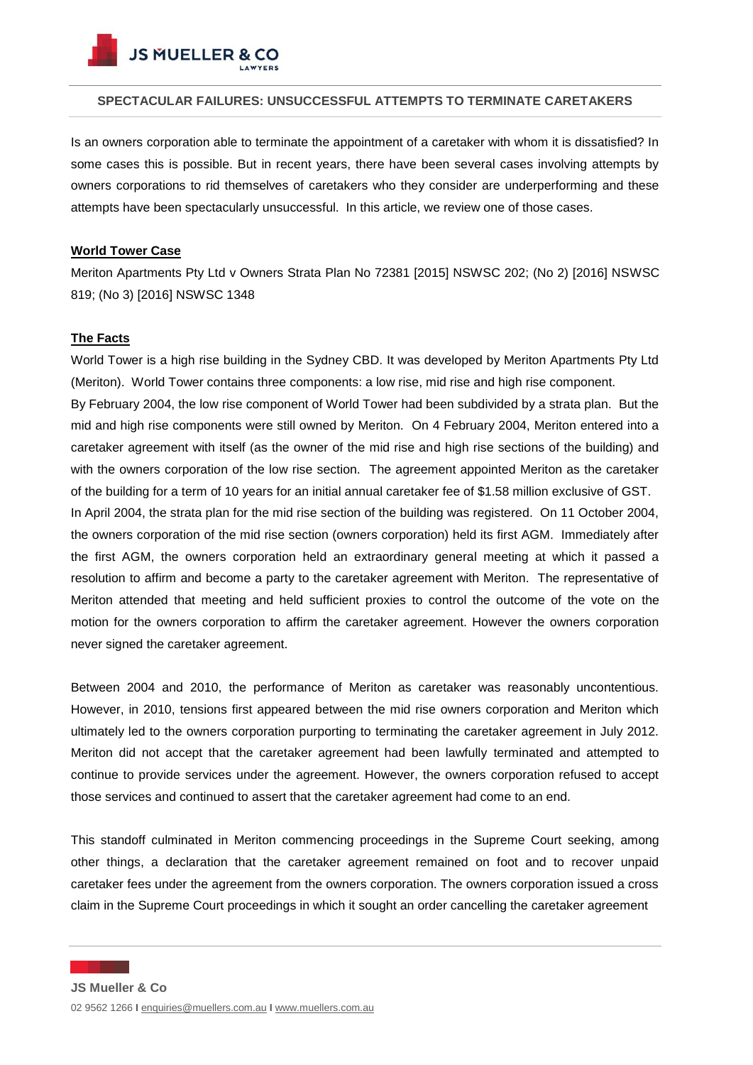## SPECTACULAR FAILURES: UNSUCCESSFUL ATTEMPTS TO TERMINATE CARETAKERS

Is an owners corporation able to terminate the appointment of a caretaker with whom it is dissatisfied? In some cases this is possible. But in recent years, there have been several cases involving attempts by owners corporations to rid themselves of caretakers who they consider are underperforming and these attempts have been spectacularly unsuccessful. In this article, we review one of those cases.

### World Tower Case

Meriton Apartments Pty Ltd v Owners Strata Plan No 72381 [2015] NSWSC 202; (No 2) [2016] NSWSC 819; (No 3) [2016] NSWSC 1348

### The Facts

World Tower is a high rise building in the Sydney CBD. It was developed by Meriton Apartments Pty Ltd (Meriton). World Tower contains three components: a low rise, mid rise and high rise component.

By February 2004, the low rise component of World Tower had been subdivided by a strata plan. But the mid and high rise components were still owned by Meriton. On 4 February 2004, Meriton entered into a caretaker agreement with itself (as the owner of the mid rise and high rise sections of the building) and with the owners corporation of the low rise section. The agreement appointed Meriton as the caretaker of the building for a term of 10 years for an initial annual caretaker fee of $1.58 million exclusive of GST.

In April 2004, the strata plan for the mid rise section of the building was registered. On 11 October 2004, the owners corporation of the mid rise section (owners corporation) held its first AGM. Immediately after the first AGM, the owners corporation held an extraordinary general meeting at which it passed a resolution to affirm and become a party to the caretaker agreement with Meriton. The representative of Meriton attended that meeting and held sufficient proxies to control the outcome of the vote on the motion for the owners corporation to affirm the caretaker agreement. However the owners corporation never signed the caretaker agreement.

Between 2004 and 2010, the performance of Meriton as caretaker was reasonably uncontentious. However, in 2010, tensions first appeared between the mid rise owners corporation and Meriton which ultimately led to the owners corporation purporting to terminating the caretaker agreement in July 2012. Meriton did not accept that the caretaker agreement had been lawfully terminated and attempted to continue to provide services under the agreement. However, the owners corporation refused to accept those services and continued to assert that the caretaker agreement had come to an end.

This standoff culminated in Meriton commencing proceedings in the Supreme Court seeking, among other things, a declaration that the caretaker agreement remained on foot and to recover unpaid caretaker fees under the agreement from the owners corporation. The owners corporation issued a cross claim in the Supreme Court proceedings in which it sought an order cancelling the caretaker agreement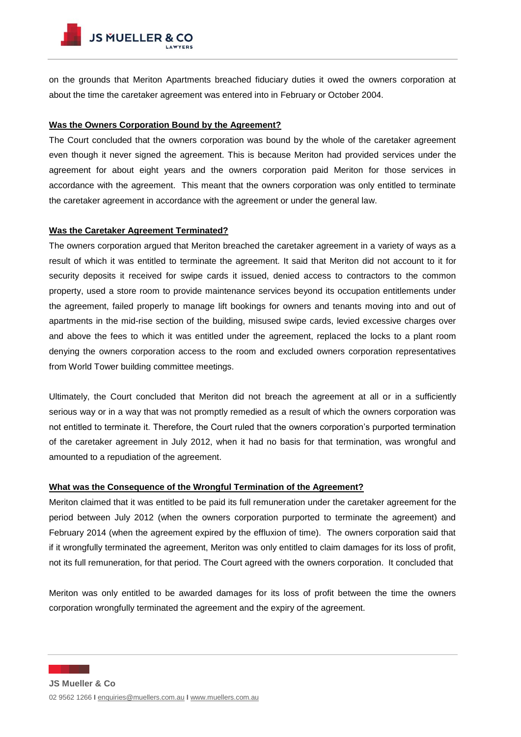on the grounds that Meriton Apartments breached fiduciary duties it owed the owners corporation at about the time the caretaker agreement was entered into in February or October 2004.

### Was the Owners Corporation Bound by the Agreement?

The Court concluded that the owners corporation was bound by the whole of the caretaker agreement even though it never signed the agreement. This is because Meriton had provided services under the agreement for about eight years and the owners corporation paid Meriton for those services in accordance with the agreement. This meant that the owners corporation was only entitled to terminate the caretaker agreement in accordance with the agreement or under the general law.

### Was the Caretaker Agreement Terminated?

The owners corporation argued that Meriton breached the caretaker agreement in a variety of ways as a result of which it was entitled to terminate the agreement. It said that Meriton did not account to it for security deposits it received for swipe cards it issued, denied access to contractors to the common property, used a store room to provide maintenance services beyond its occupation entitlements under the agreement, failed properly to manage lift bookings for owners and tenants moving into and out of apartments in the mid-rise section of the building, misused swipe cards, levied excessive charges over and above the fees to which it was entitled under the agreement, replaced the locks to a plant room denying the owners corporation access to the room and excluded owners corporation representatives from World Tower building committee meetings.

Ultimately, the Court concluded that Meriton did not breach the agreement at all or in a sufficiently serious way or in a way that was not promptly remedied as a result of which the owners corporation was not entitled to terminate it. Therefore, the Court ruled that the owners corporation's purported termination of the caretaker agreement in July 2012, when it had no basis for that termination, was wrongful and amounted to a repudiation of the agreement.

### What was the Consequence of the Wrongful Termination of the Agreement?

Meriton claimed that it was entitled to be paid its full remuneration under the caretaker agreement for the period between July 2012 (when the owners corporation purported to terminate the agreement) and February 2014 (when the agreement expired by the effluxion of time). The owners corporation said that if it wrongfully terminated the agreement, Meriton was only entitled to claim damages for its loss of profit, not its full remuneration, for that period. The Court agreed with the owners corporation. It concluded that Meriton was only entitled to be awarded damages for its loss of profit between the time the owners corporation wrongfully terminated the agreement and the expiry of the agreement.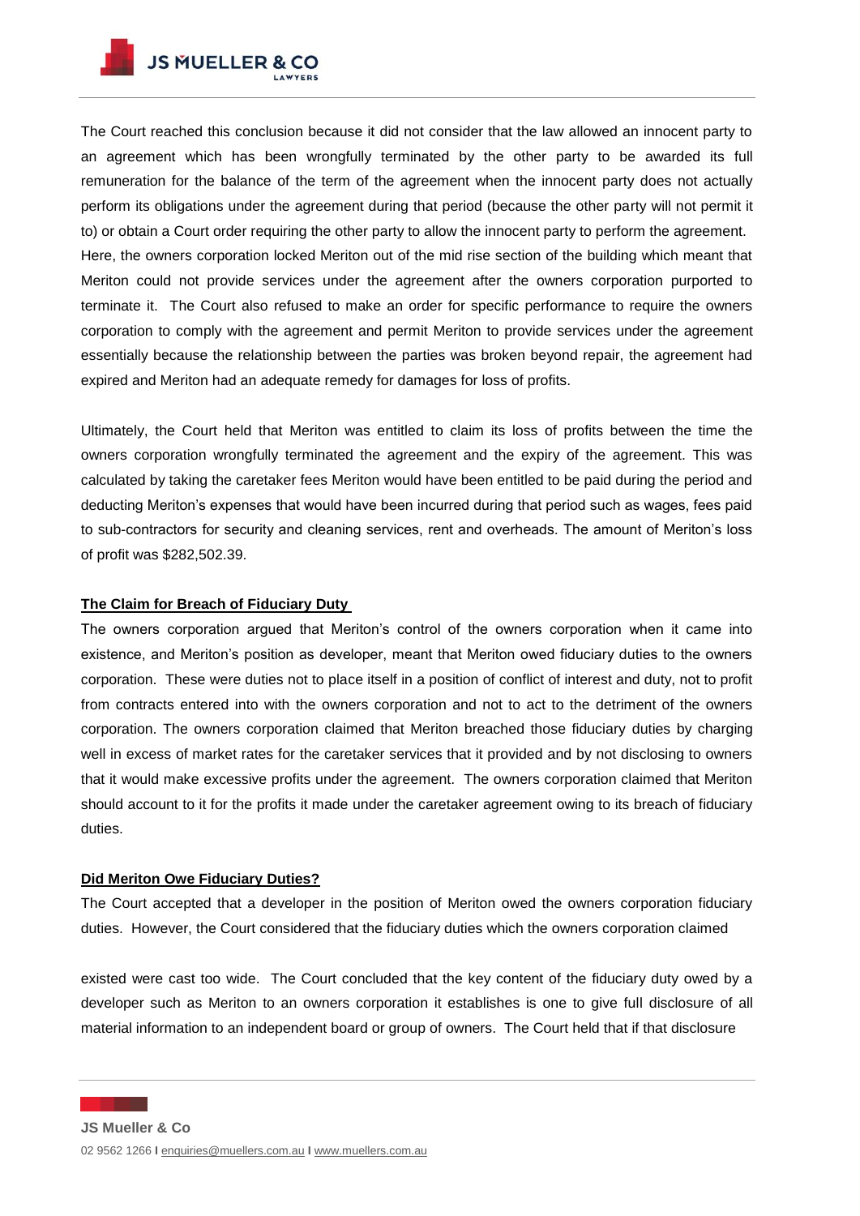The Court reached this conclusion because it did not consider that the law allowed an innocent party to an agreement which has been wrongfully terminated by the other party to be awarded its full remuneration for the balance of the term of the agreement when the innocent party does not actually perform its obligations under the agreement during that period (because the other party will not permit it to) or obtain a Court order requiring the other party to allow the innocent party to perform the agreement. Here, the owners corporation locked Meriton out of the mid rise section of the building which meant that Meriton could not provide services under the agreement after the owners corporation purported to terminate it. The Court also refused to make an order for specific performance to require the owners corporation to comply with the agreement and permit Meriton to provide services under the agreement essentially because the relationship between the parties was broken beyond repair, the agreement had expired and Meriton had an adequate remedy for damages for loss of profits.

Ultimately, the Court held that Meriton was entitled to claim its loss of profits between the time the owners corporation wrongfully terminated the agreement and the expiry of the agreement. This was calculated by taking the caretaker fees Meriton would have been entitled to be paid during the period and deducting Meriton's expenses that would have been incurred during that period such as wages, fees paid to sub-contractors for security and cleaning services, rent and overheads. The amount of Meriton's loss of profit was $282,502.39.

**The Claim for Breach of Fiduciary Duty**

The owners corporation argued that Meriton's control of the owners corporation when it came into existence, and Meriton's position as developer, meant that Meriton owed fiduciary duties to the owners corporation. These were duties not to place itself in a position of conflict of interest and duty, not to profit from contracts entered into with the owners corporation and not to act to the detriment of the owners corporation. The owners corporation claimed that Meriton breached those fiduciary duties by charging well in excess of market rates for the caretaker services that it provided and by not disclosing to owners that it would make excessive profits under the agreement. The owners corporation claimed that Meriton should account to it for the profits it made under the caretaker agreement owing to its breach of fiduciary duties.

**Did Meriton Owe Fiduciary Duties?**

The Court accepted that a developer in the position of Meriton owed the owners corporation fiduciary duties. However, the Court considered that the fiduciary duties which the owners corporation claimed existed were cast too wide. The Court concluded that the key content of the fiduciary duty owed by a developer such as Meriton to an owners corporation it establishes is one to give full disclosure of all material information to an independent board or group of owners. The Court held that if that disclosure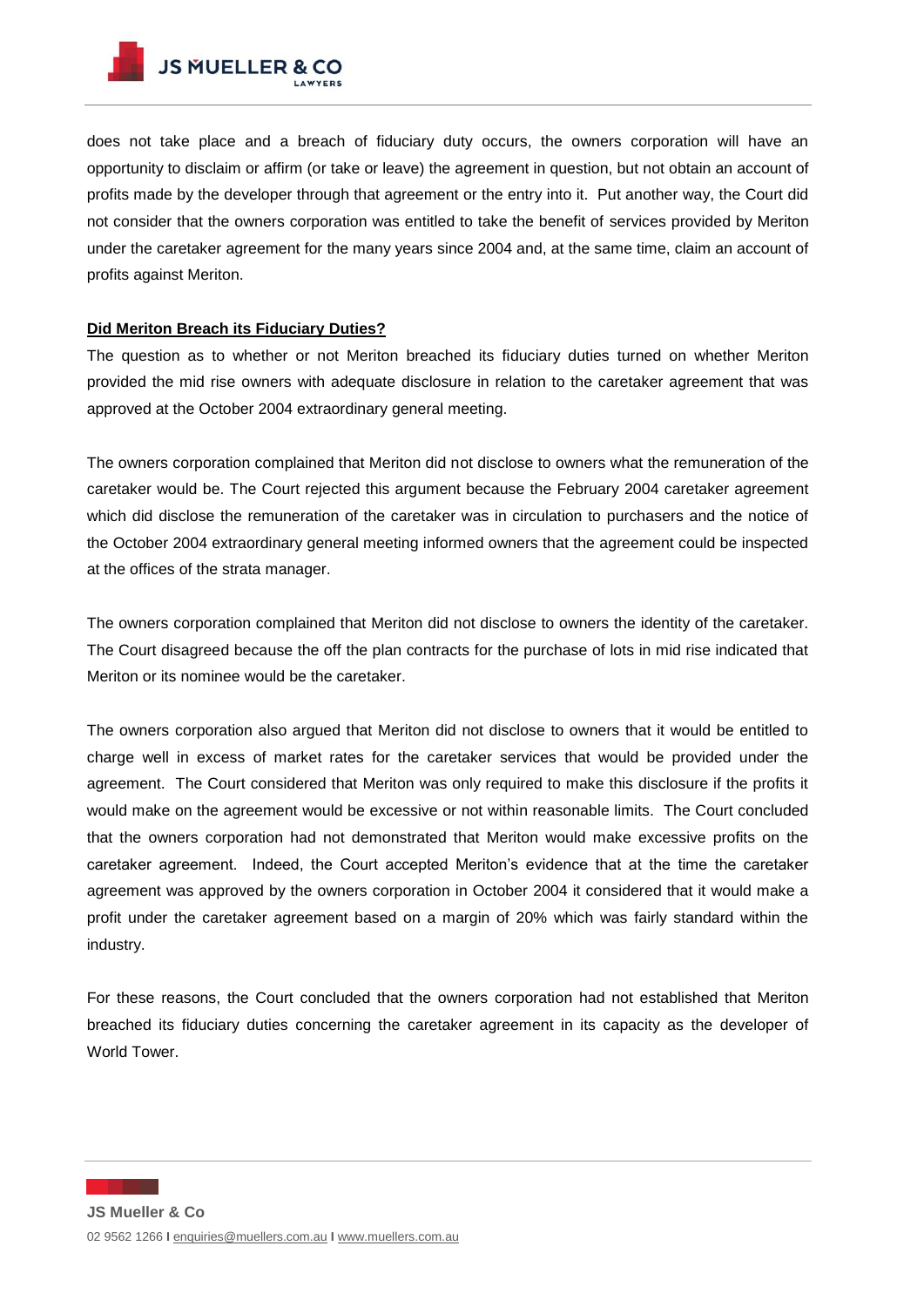does not take place and a breach of fiduciary duty occurs, the owners corporation will have an opportunity to disclaim or affirm (or take or leave) the agreement in question, but not obtain an account of profits made by the developer through that agreement or the entry into it. Put another way, the Court did not consider that the owners corporation was entitled to take the benefit of services provided by Meriton under the caretaker agreement for the many years since 2004 and, at the same time, claim an account of profits against Meriton.

**Did Meriton Breach its Fiduciary Duties?**

The question as to whether or not Meriton breached its fiduciary duties turned on whether Meriton provided the mid rise owners with adequate disclosure in relation to the caretaker agreement that was approved at the October 2004 extraordinary general meeting.

The owners corporation complained that Meriton did not disclose to owners what the remuneration of the caretaker would be. The Court rejected this argument because the February 2004 caretaker agreement which did disclose the remuneration of the caretaker was in circulation to purchasers and the notice of the October 2004 extraordinary general meeting informed owners that the agreement could be inspected at the offices of the strata manager.

The owners corporation complained that Meriton did not disclose to owners the identity of the caretaker. The Court disagreed because the off the plan contracts for the purchase of lots in mid rise indicated that Meriton or its nominee would be the caretaker.

The owners corporation also argued that Meriton did not disclose to owners that it would be entitled to charge well in excess of market rates for the caretaker services that would be provided under the agreement. The Court considered that Meriton was only required to make this disclosure if the profits it would make on the agreement would be excessive or not within reasonable limits. The Court concluded that the owners corporation had not demonstrated that Meriton would make excessive profits on the caretaker agreement. Indeed, the Court accepted Meriton's evidence that at the time the caretaker agreement was approved by the owners corporation in October 2004 it considered that it would make a profit under the caretaker agreement based on a margin of 20% which was fairly standard within the industry.

For these reasons, the Court concluded that the owners corporation had not established that Meriton breached its fiduciary duties concerning the caretaker agreement in its capacity as the developer of World Tower.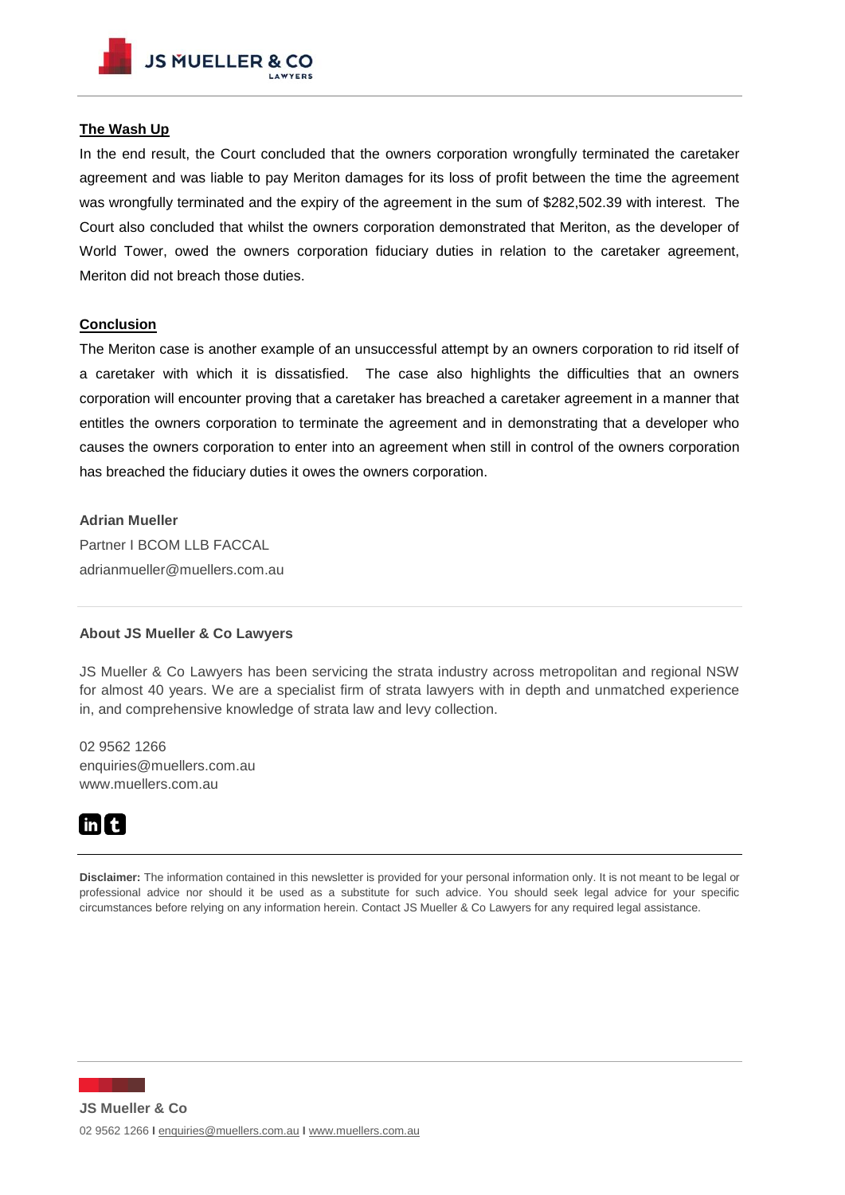**The Wash Up**

In the end result, the Court concluded that the owners corporation wrongfully terminated the caretaker agreement and was liable to pay Meriton damages for its loss of profit between the time the agreement was wrongfully terminated and the expiry of the agreement in the sum of $282,502.39 with interest. The Court also concluded that whilst the owners corporation demonstrated that Meriton, as the developer of World Tower, owed the owners corporation fiduciary duties in relation to the caretaker agreement, Meriton did not breach those duties.

**Conclusion**

The Meriton case is another example of an unsuccessful attempt by an owners corporation to rid itself of a caretaker with which it is dissatisfied. The case also highlights the difficulties that an owners corporation will encounter proving that a caretaker has breached a caretaker agreement in a manner that entitles the owners corporation to terminate the agreement and in demonstrating that a developer who causes the owners corporation to enter into an agreement when still in control of the owners corporation has breached the fiduciary duties it owes the owners corporation.

**Adrian Mueller**
Partner I BCOM LLB FACCAL
adrianmueller@muellers.com.au

---

**About JS Mueller & Co Lawyers**

JS Mueller & Co Lawyers has been servicing the strata industry across metropolitan and regional NSW for almost 40 years. We are a specialist firm of strata lawyers with in depth and unmatched experience in, and comprehensive knowledge of strata law and levy collection.

02 9562 1266
enquiries@muellers.com.au
www.muellers.com.au

---

**Disclaimer:** The information contained in this newsletter is provided for your personal information only. It is not meant to be legal or professional advice nor should it be used as a substitute for such advice. You should seek legal advice for your specific circumstances before relying on any information herein. Contact JS Mueller & Co Lawyers for any required legal assistance.